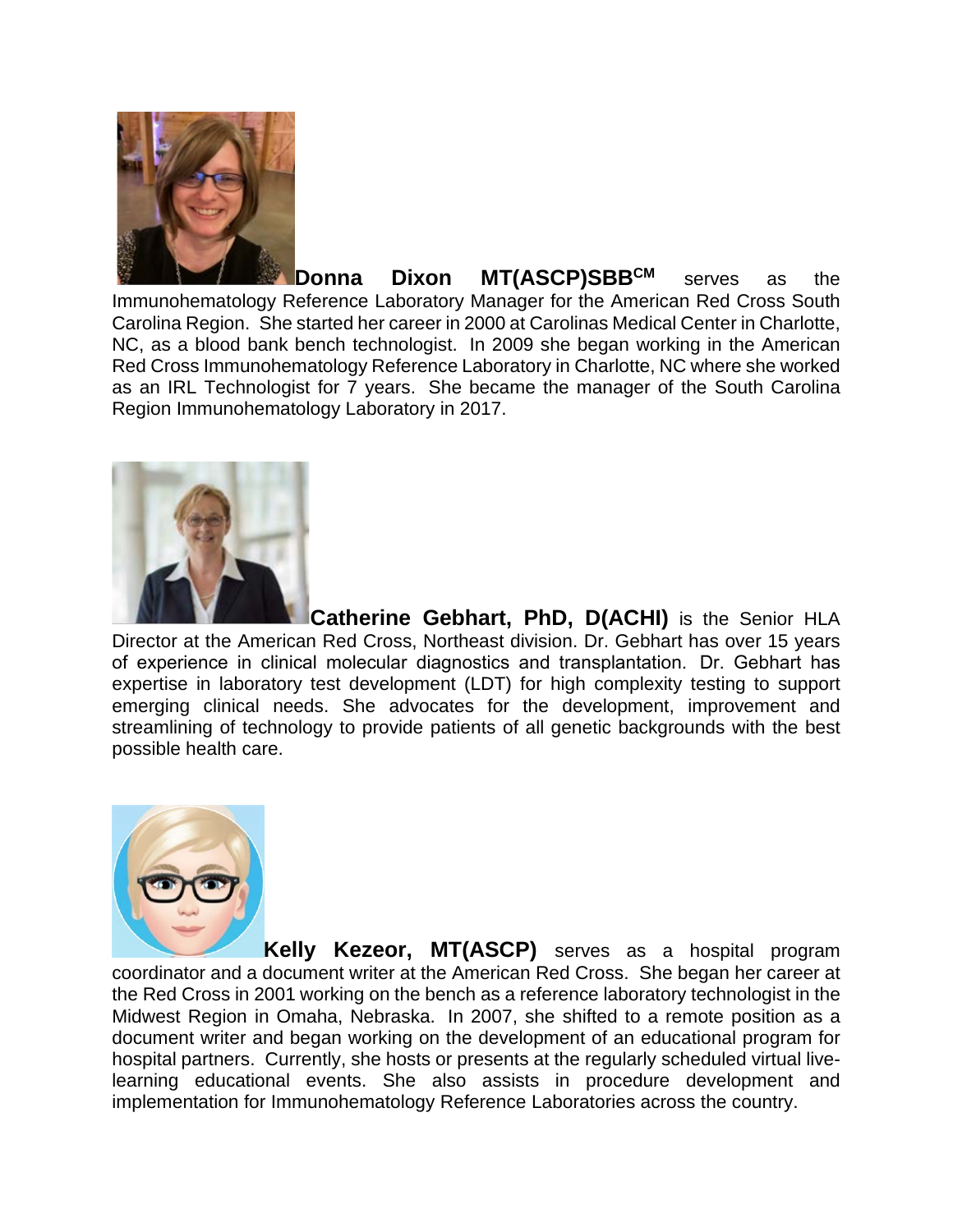**Donna Dixon MT(ASCP)SBB[CM]** serves as the Immunohematology Reference Laboratory Manager for the American Red Cross South Carolina Region. She started her career in 2000 at Carolinas Medical Center in Charlotte, NC, as a blood bank bench technologist. In 2009 she began working in the American Red Cross Immunohematology Reference Laboratory in Charlotte, NC where she worked as an IRL Technologist for 7 years. She became the manager of the South Carolina Region Immunohematology Laboratory in 2017.

**Catherine Gebhart, PhD, D(ACHI)** is the Senior HLA Director at the American Red Cross, Northeast division. Dr. Gebhart has over 15 years of experience in clinical molecular diagnostics and transplantation. Dr. Gebhart has expertise in laboratory test development (LDT) for high complexity testing to support emerging clinical needs. She advocates for the development, improvement and streamlining of technology to provide patients of all genetic backgrounds with the best possible health care.

**Kelly Kezeor, MT(ASCP)** serves as a hospital program coordinator and a document writer at the American Red Cross. She began her career at the Red Cross in 2001 working on the bench as a reference laboratory technologist in the Midwest Region in Omaha, Nebraska. In 2007, she shifted to a remote position as a document writer and began working on the development of an educational program for hospital partners. Currently, she hosts or presents at the regularly scheduled virtual live-learning educational events. She also assists in procedure development and implementation for Immunohematology Reference Laboratories across the country.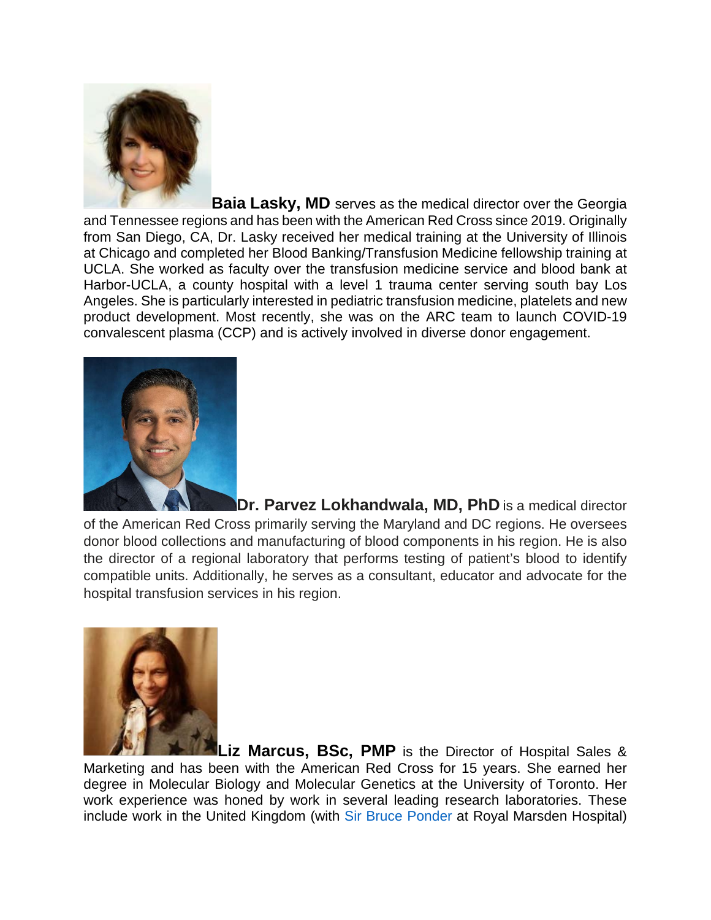**Baia Lasky, MD** serves as the medical director over the Georgia and Tennessee regions and has been with the American Red Cross since 2019. Originally from San Diego, CA, Dr. Lasky received her medical training at the University of Illinois at Chicago and completed her Blood Banking/Transfusion Medicine fellowship training at UCLA. She worked as faculty over the transfusion medicine service and blood bank at Harbor-UCLA, a county hospital with a level 1 trauma center serving south bay Los Angeles. She is particularly interested in pediatric transfusion medicine, platelets and new product development. Most recently, she was on the ARC team to launch COVID-19 convalescent plasma (CCP) and is actively involved in diverse donor engagement.

**Dr. Parvez Lokhandwala, MD, PhD** is a medical director of the American Red Cross primarily serving the Maryland and DC regions. He oversees donor blood collections and manufacturing of blood components in his region. He is also the director of a regional laboratory that performs testing of patient's blood to identify compatible units. Additionally, he serves as a consultant, educator and advocate for the hospital transfusion services in his region.

**Liz Marcus, BSc, PMP** is the Director of Hospital Sales & Marketing and has been with the American Red Cross for 15 years. She earned her degree in Molecular Biology and Molecular Genetics at the University of Toronto. Her work experience was honed by work in several leading research laboratories. These include work in the United Kingdom (with Sir Bruce Ponder at Royal Marsden Hospital)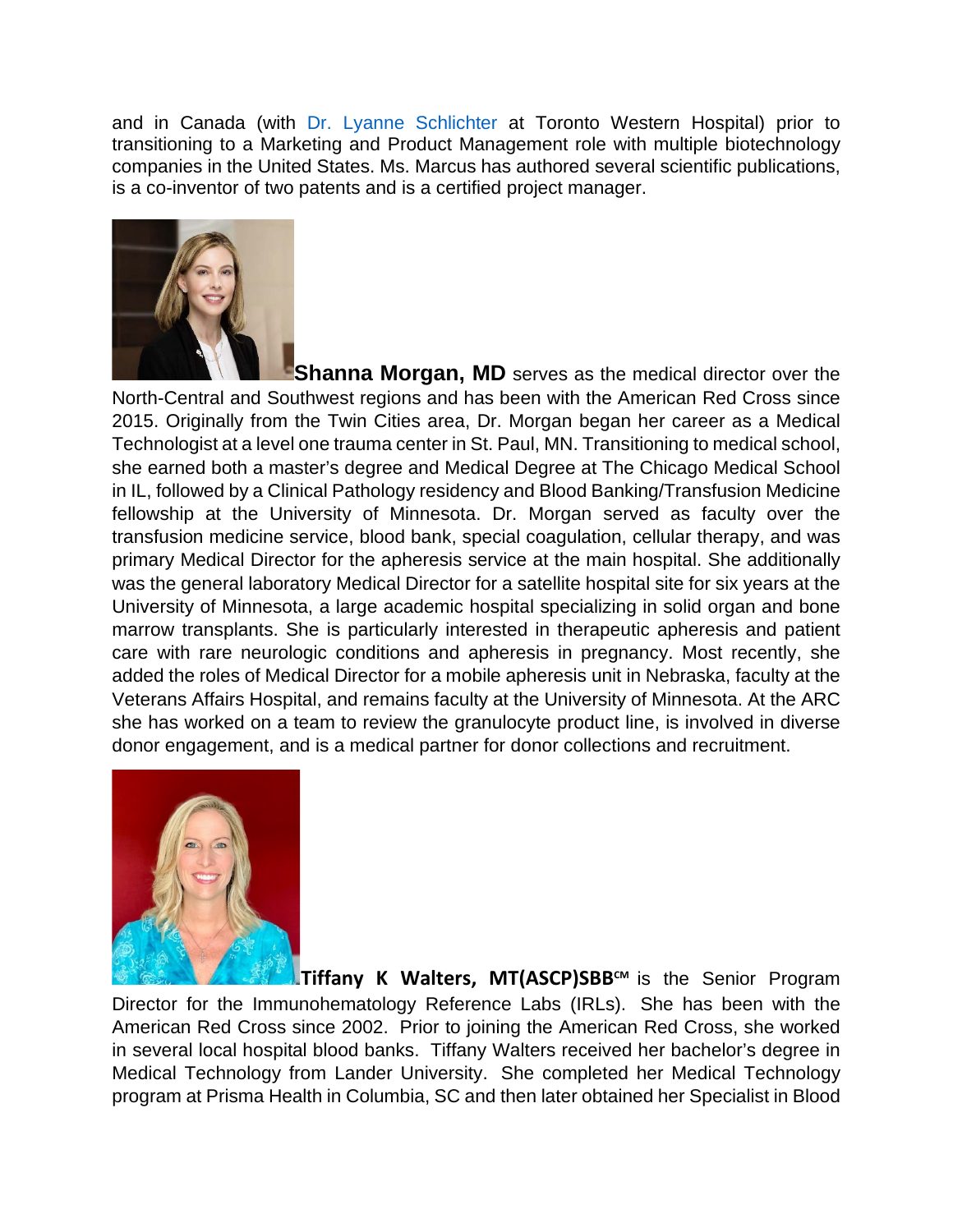and in Canada (with Dr. Lyanne Schlichter at Toronto Western Hospital) prior to transitioning to a Marketing and Product Management role with multiple biotechnology companies in the United States. Ms. Marcus has authored several scientific publications, is a co-inventor of two patents and is a certified project manager.

**Shanna Morgan, MD** serves as the medical director over the North-Central and Southwest regions and has been with the American Red Cross since 2015. Originally from the Twin Cities area, Dr. Morgan began her career as a Medical Technologist at a level one trauma center in St. Paul, MN. Transitioning to medical school, she earned both a master's degree and Medical Degree at The Chicago Medical School in IL, followed by a Clinical Pathology residency and Blood Banking/Transfusion Medicine fellowship at the University of Minnesota. Dr. Morgan served as faculty over the transfusion medicine service, blood bank, special coagulation, cellular therapy, and was primary Medical Director for the apheresis service at the main hospital. She additionally was the general laboratory Medical Director for a satellite hospital site for six years at the University of Minnesota, a large academic hospital specializing in solid organ and bone marrow transplants. She is particularly interested in therapeutic apheresis and patient care with rare neurologic conditions and apheresis in pregnancy. Most recently, she added the roles of Medical Director for a mobile apheresis unit in Nebraska, faculty at the Veterans Affairs Hospital, and remains faculty at the University of Minnesota. At the ARC she has worked on a team to review the granulocyte product line, is involved in diverse donor engagement, and is a medical partner for donor collections and recruitment.

**Tiffany K Walters, MT(ASCP)SBB℠** is the Senior Program Director for the Immunohematology Reference Labs (IRLs). She has been with the American Red Cross since 2002. Prior to joining the American Red Cross, she worked in several local hospital blood banks. Tiffany Walters received her bachelor's degree in Medical Technology from Lander University. She completed her Medical Technology program at Prisma Health in Columbia, SC and then later obtained her Specialist in Blood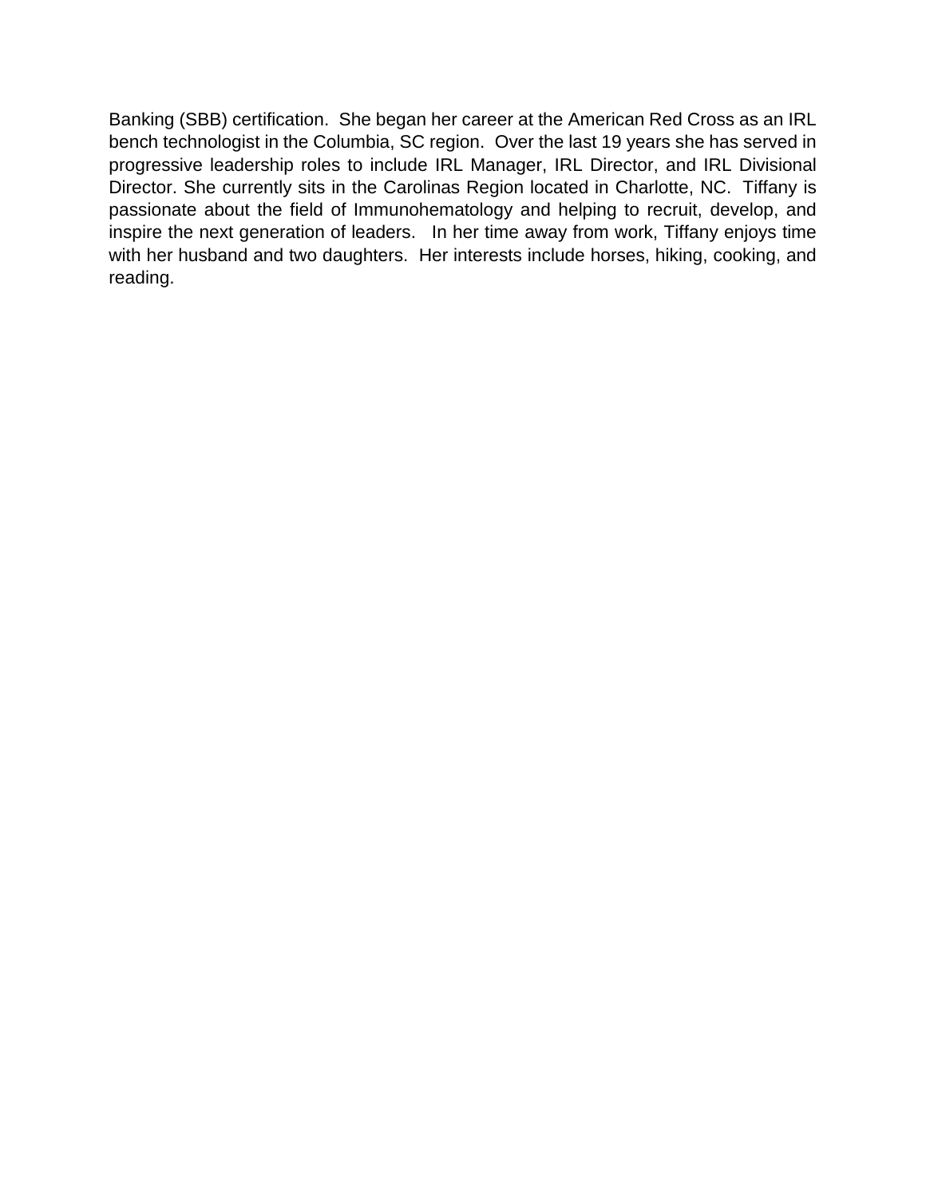Banking (SBB) certification. She began her career at the American Red Cross as an IRL bench technologist in the Columbia, SC region. Over the last 19 years she has served in progressive leadership roles to include IRL Manager, IRL Director, and IRL Divisional Director. She currently sits in the Carolinas Region located in Charlotte, NC. Tiffany is passionate about the field of Immunohematology and helping to recruit, develop, and inspire the next generation of leaders. In her time away from work, Tiffany enjoys time with her husband and two daughters. Her interests include horses, hiking, cooking, and reading.